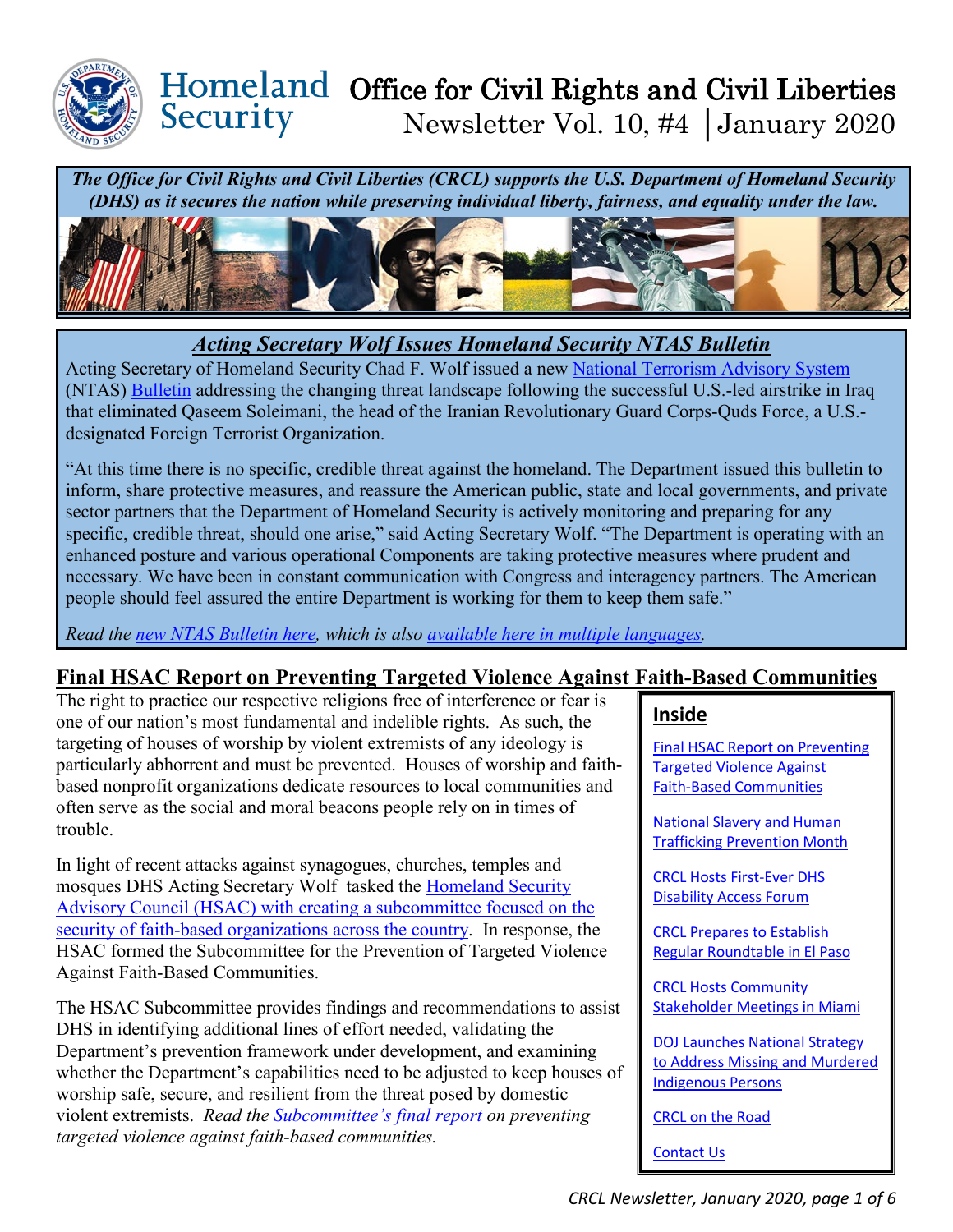# Homeland Security Office for Civil Rights and Civil Liberties

Newsletter Vol. 10, #4 | January 2020

***The Office for Civil Rights and Civil Liberties (CRCL) supports the U.S. Department of Homeland Security (DHS) as it secures the nation while preserving individual liberty, fairness, and equality under the law.***

## *Acting Secretary Wolf Issues Homeland Security NTAS Bulletin*

Acting Secretary of Homeland Security Chad F. Wolf issued a new National Terrorism Advisory System (NTAS) Bulletin addressing the changing threat landscape following the successful U.S.-led airstrike in Iraq that eliminated Qaseem Soleimani, the head of the Iranian Revolutionary Guard Corps-Quds Force, a U.S.-designated Foreign Terrorist Organization.

"At this time there is no specific, credible threat against the homeland. The Department issued this bulletin to inform, share protective measures, and reassure the American public, state and local governments, and private sector partners that the Department of Homeland Security is actively monitoring and preparing for any specific, credible threat, should one arise," said Acting Secretary Wolf. "The Department is operating with an enhanced posture and various operational Components are taking protective measures where prudent and necessary. We have been in constant communication with Congress and interagency partners. The American people should feel assured the entire Department is working for them to keep them safe."

*Read the new NTAS Bulletin here, which is also available here in multiple languages.*

## Final HSAC Report on Preventing Targeted Violence Against Faith-Based Communities

The right to practice our respective religions free of interference or fear is one of our nation's most fundamental and indelible rights. As such, the targeting of houses of worship by violent extremists of any ideology is particularly abhorrent and must be prevented. Houses of worship and faith-based nonprofit organizations dedicate resources to local communities and often serve as the social and moral beacons people rely on in times of trouble.

In light of recent attacks against synagogues, churches, temples and mosques DHS Acting Secretary Wolf tasked the Homeland Security Advisory Council (HSAC) with creating a subcommittee focused on the security of faith-based organizations across the country. In response, the HSAC formed the Subcommittee for the Prevention of Targeted Violence Against Faith-Based Communities.

The HSAC Subcommittee provides findings and recommendations to assist DHS in identifying additional lines of effort needed, validating the Department's prevention framework under development, and examining whether the Department's capabilities need to be adjusted to keep houses of worship safe, secure, and resilient from the threat posed by domestic violent extremists. *Read the Subcommittee's final report on preventing targeted violence against faith-based communities.*

### Inside

- Final HSAC Report on Preventing Targeted Violence Against Faith-Based Communities
- National Slavery and Human Trafficking Prevention Month
- CRCL Hosts First-Ever DHS Disability Access Forum
- CRCL Prepares to Establish Regular Roundtable in El Paso
- CRCL Hosts Community Stakeholder Meetings in Miami
- DOJ Launches National Strategy to Address Missing and Murdered Indigenous Persons
- CRCL on the Road
- Contact Us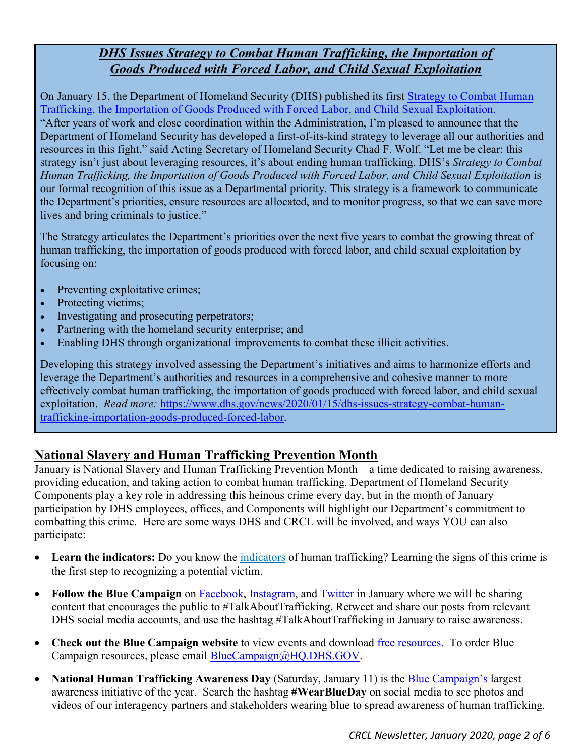## ***DHS Issues Strategy to Combat Human Trafficking, the Importation of Goods Produced with Forced Labor, and Child Sexual Exploitation***

On January 15, the Department of Homeland Security (DHS) published its first Strategy to Combat Human Trafficking, the Importation of Goods Produced with Forced Labor, and Child Sexual Exploitation. "After years of work and close coordination within the Administration, I'm pleased to announce that the Department of Homeland Security has developed a first-of-its-kind strategy to leverage all our authorities and resources in this fight," said Acting Secretary of Homeland Security Chad F. Wolf. "Let me be clear: this strategy isn't just about leveraging resources, it's about ending human trafficking. DHS's *Strategy to Combat Human Trafficking, the Importation of Goods Produced with Forced Labor, and Child Sexual Exploitation* is our formal recognition of this issue as a Departmental priority. This strategy is a framework to communicate the Department's priorities, ensure resources are allocated, and to monitor progress, so that we can save more lives and bring criminals to justice."

The Strategy articulates the Department's priorities over the next five years to combat the growing threat of human trafficking, the importation of goods produced with forced labor, and child sexual exploitation by focusing on:

- Preventing exploitative crimes;
- Protecting victims;
- Investigating and prosecuting perpetrators;
- Partnering with the homeland security enterprise; and
- Enabling DHS through organizational improvements to combat these illicit activities.

Developing this strategy involved assessing the Department's initiatives and aims to harmonize efforts and leverage the Department's authorities and resources in a comprehensive and cohesive manner to more effectively combat human trafficking, the importation of goods produced with forced labor, and child sexual exploitation. *Read more:* https://www.dhs.gov/news/2020/01/15/dhs-issues-strategy-combat-human-trafficking-importation-goods-produced-forced-labor.

## National Slavery and Human Trafficking Prevention Month

January is National Slavery and Human Trafficking Prevention Month – a time dedicated to raising awareness, providing education, and taking action to combat human trafficking. Department of Homeland Security Components play a key role in addressing this heinous crime every day, but in the month of January participation by DHS employees, offices, and Components will highlight our Department's commitment to combatting this crime. Here are some ways DHS and CRCL will be involved, and ways YOU can also participate:

- **Learn the indicators:** Do you know the indicators of human trafficking? Learning the signs of this crime is the first step to recognizing a potential victim.
- **Follow the Blue Campaign** on Facebook, Instagram, and Twitter in January where we will be sharing content that encourages the public to #TalkAboutTrafficking. Retweet and share our posts from relevant DHS social media accounts, and use the hashtag #TalkAboutTrafficking in January to raise awareness.
- **Check out the Blue Campaign website** to view events and download free resources. To order Blue Campaign resources, please email BlueCampaign@HQ.DHS.GOV.
- **National Human Trafficking Awareness Day** (Saturday, January 11) is the Blue Campaign's largest awareness initiative of the year. Search the hashtag **#WearBlueDay** on social media to see photos and videos of our interagency partners and stakeholders wearing blue to spread awareness of human trafficking.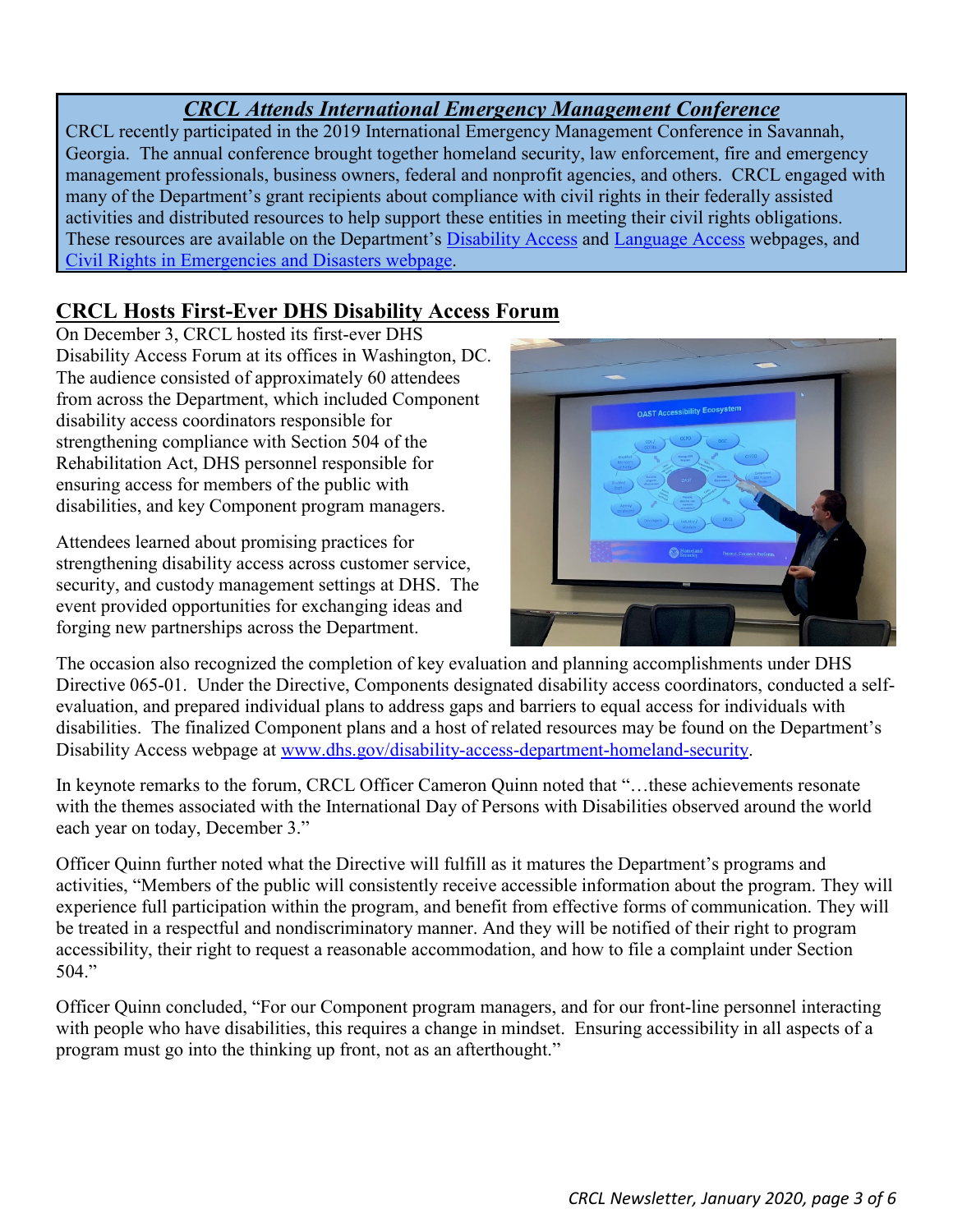## *CRCL Attends International Emergency Management Conference*

CRCL recently participated in the 2019 International Emergency Management Conference in Savannah, Georgia. The annual conference brought together homeland security, law enforcement, fire and emergency management professionals, business owners, federal and nonprofit agencies, and others. CRCL engaged with many of the Department's grant recipients about compliance with civil rights in their federally assisted activities and distributed resources to help support these entities in meeting their civil rights obligations. These resources are available on the Department's [Disability Access] and [Language Access] webpages, and [Civil Rights in Emergencies and Disasters webpage].

## CRCL Hosts First-Ever DHS Disability Access Forum

On December 3, CRCL hosted its first-ever DHS Disability Access Forum at its offices in Washington, DC. The audience consisted of approximately 60 attendees from across the Department, which included Component disability access coordinators responsible for strengthening compliance with Section 504 of the Rehabilitation Act, DHS personnel responsible for ensuring access for members of the public with disabilities, and key Component program managers.

Attendees learned about promising practices for strengthening disability access across customer service, security, and custody management settings at DHS. The event provided opportunities for exchanging ideas and forging new partnerships across the Department.

The occasion also recognized the completion of key evaluation and planning accomplishments under DHS Directive 065-01. Under the Directive, Components designated disability access coordinators, conducted a self-evaluation, and prepared individual plans to address gaps and barriers to equal access for individuals with disabilities. The finalized Component plans and a host of related resources may be found on the Department's Disability Access webpage at www.dhs.gov/disability-access-department-homeland-security.

In keynote remarks to the forum, CRCL Officer Cameron Quinn noted that "…these achievements resonate with the themes associated with the International Day of Persons with Disabilities observed around the world each year on today, December 3."

Officer Quinn further noted what the Directive will fulfill as it matures the Department's programs and activities, "Members of the public will consistently receive accessible information about the program. They will experience full participation within the program, and benefit from effective forms of communication. They will be treated in a respectful and nondiscriminatory manner. And they will be notified of their right to program accessibility, their right to request a reasonable accommodation, and how to file a complaint under Section 504."

Officer Quinn concluded, "For our Component program managers, and for our front-line personnel interacting with people who have disabilities, this requires a change in mindset. Ensuring accessibility in all aspects of a program must go into the thinking up front, not as an afterthought."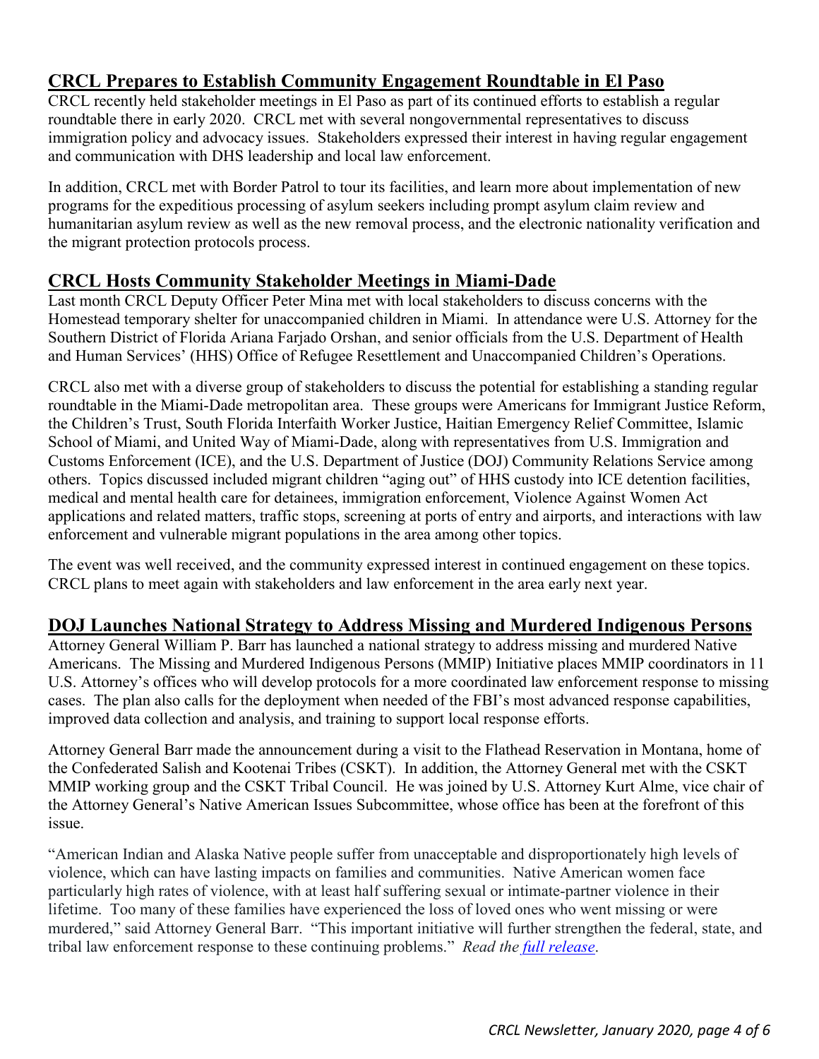## CRCL Prepares to Establish Community Engagement Roundtable in El Paso

CRCL recently held stakeholder meetings in El Paso as part of its continued efforts to establish a regular roundtable there in early 2020. CRCL met with several nongovernmental representatives to discuss immigration policy and advocacy issues. Stakeholders expressed their interest in having regular engagement and communication with DHS leadership and local law enforcement.

In addition, CRCL met with Border Patrol to tour its facilities, and learn more about implementation of new programs for the expeditious processing of asylum seekers including prompt asylum claim review and humanitarian asylum review as well as the new removal process, and the electronic nationality verification and the migrant protection protocols process.

## CRCL Hosts Community Stakeholder Meetings in Miami-Dade

Last month CRCL Deputy Officer Peter Mina met with local stakeholders to discuss concerns with the Homestead temporary shelter for unaccompanied children in Miami. In attendance were U.S. Attorney for the Southern District of Florida Ariana Farjado Orshan, and senior officials from the U.S. Department of Health and Human Services' (HHS) Office of Refugee Resettlement and Unaccompanied Children's Operations.

CRCL also met with a diverse group of stakeholders to discuss the potential for establishing a standing regular roundtable in the Miami-Dade metropolitan area. These groups were Americans for Immigrant Justice Reform, the Children's Trust, South Florida Interfaith Worker Justice, Haitian Emergency Relief Committee, Islamic School of Miami, and United Way of Miami-Dade, along with representatives from U.S. Immigration and Customs Enforcement (ICE), and the U.S. Department of Justice (DOJ) Community Relations Service among others. Topics discussed included migrant children "aging out" of HHS custody into ICE detention facilities, medical and mental health care for detainees, immigration enforcement, Violence Against Women Act applications and related matters, traffic stops, screening at ports of entry and airports, and interactions with law enforcement and vulnerable migrant populations in the area among other topics.

The event was well received, and the community expressed interest in continued engagement on these topics. CRCL plans to meet again with stakeholders and law enforcement in the area early next year.

## DOJ Launches National Strategy to Address Missing and Murdered Indigenous Persons

Attorney General William P. Barr has launched a national strategy to address missing and murdered Native Americans. The Missing and Murdered Indigenous Persons (MMIP) Initiative places MMIP coordinators in 11 U.S. Attorney's offices who will develop protocols for a more coordinated law enforcement response to missing cases. The plan also calls for the deployment when needed of the FBI's most advanced response capabilities, improved data collection and analysis, and training to support local response efforts.

Attorney General Barr made the announcement during a visit to the Flathead Reservation in Montana, home of the Confederated Salish and Kootenai Tribes (CSKT). In addition, the Attorney General met with the CSKT MMIP working group and the CSKT Tribal Council. He was joined by U.S. Attorney Kurt Alme, vice chair of the Attorney General's Native American Issues Subcommittee, whose office has been at the forefront of this issue.

"American Indian and Alaska Native people suffer from unacceptable and disproportionately high levels of violence, which can have lasting impacts on families and communities. Native American women face particularly high rates of violence, with at least half suffering sexual or intimate-partner violence in their lifetime. Too many of these families have experienced the loss of loved ones who went missing or were murdered," said Attorney General Barr. "This important initiative will further strengthen the federal, state, and tribal law enforcement response to these continuing problems." *Read the [full release](full release).*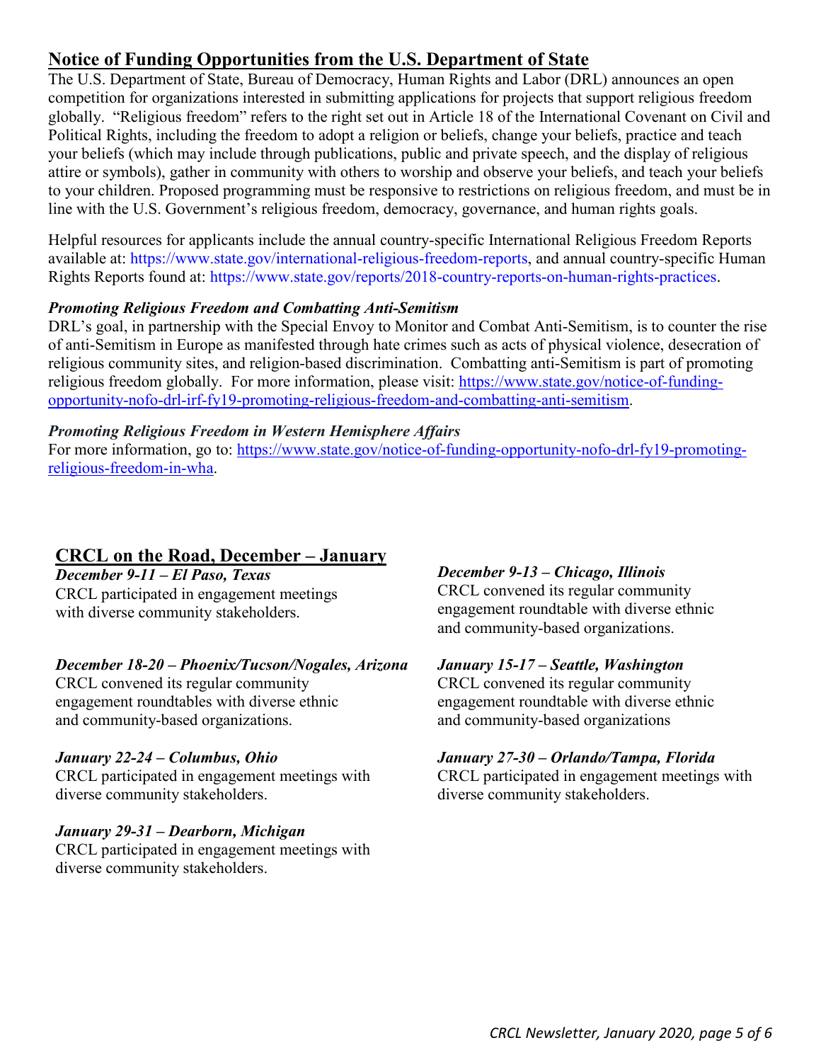## Notice of Funding Opportunities from the U.S. Department of State

The U.S. Department of State, Bureau of Democracy, Human Rights and Labor (DRL) announces an open competition for organizations interested in submitting applications for projects that support religious freedom globally. "Religious freedom" refers to the right set out in Article 18 of the International Covenant on Civil and Political Rights, including the freedom to adopt a religion or beliefs, change your beliefs, practice and teach your beliefs (which may include through publications, public and private speech, and the display of religious attire or symbols), gather in community with others to worship and observe your beliefs, and teach your beliefs to your children. Proposed programming must be responsive to restrictions on religious freedom, and must be in line with the U.S. Government's religious freedom, democracy, governance, and human rights goals.

Helpful resources for applicants include the annual country-specific International Religious Freedom Reports available at: https://www.state.gov/international-religious-freedom-reports, and annual country-specific Human Rights Reports found at: https://www.state.gov/reports/2018-country-reports-on-human-rights-practices.

### *Promoting Religious Freedom and Combatting Anti-Semitism*

DRL's goal, in partnership with the Special Envoy to Monitor and Combat Anti-Semitism, is to counter the rise of anti-Semitism in Europe as manifested through hate crimes such as acts of physical violence, desecration of religious community sites, and religion-based discrimination. Combatting anti-Semitism is part of promoting religious freedom globally. For more information, please visit: https://www.state.gov/notice-of-funding-opportunity-nofo-drl-irf-fy19-promoting-religious-freedom-and-combatting-anti-semitism.

### *Promoting Religious Freedom in Western Hemisphere Affairs*

For more information, go to: https://www.state.gov/notice-of-funding-opportunity-nofo-drl-fy19-promoting-religious-freedom-in-wha.

## CRCL on the Road, December – January

***December 9-11 – El Paso, Texas***
CRCL participated in engagement meetings with diverse community stakeholders.

***December 18-20 – Phoenix/Tucson/Nogales, Arizona***
CRCL convened its regular community engagement roundtables with diverse ethnic and community-based organizations.

***January 22-24 – Columbus, Ohio***
CRCL participated in engagement meetings with diverse community stakeholders.

***January 29-31 – Dearborn, Michigan***
CRCL participated in engagement meetings with diverse community stakeholders.

***December 9-13 – Chicago, Illinois***
CRCL convened its regular community engagement roundtable with diverse ethnic and community-based organizations.

***January 15-17 – Seattle, Washington***
CRCL convened its regular community engagement roundtable with diverse ethnic and community-based organizations

***January 27-30 – Orlando/Tampa, Florida***
CRCL participated in engagement meetings with diverse community stakeholders.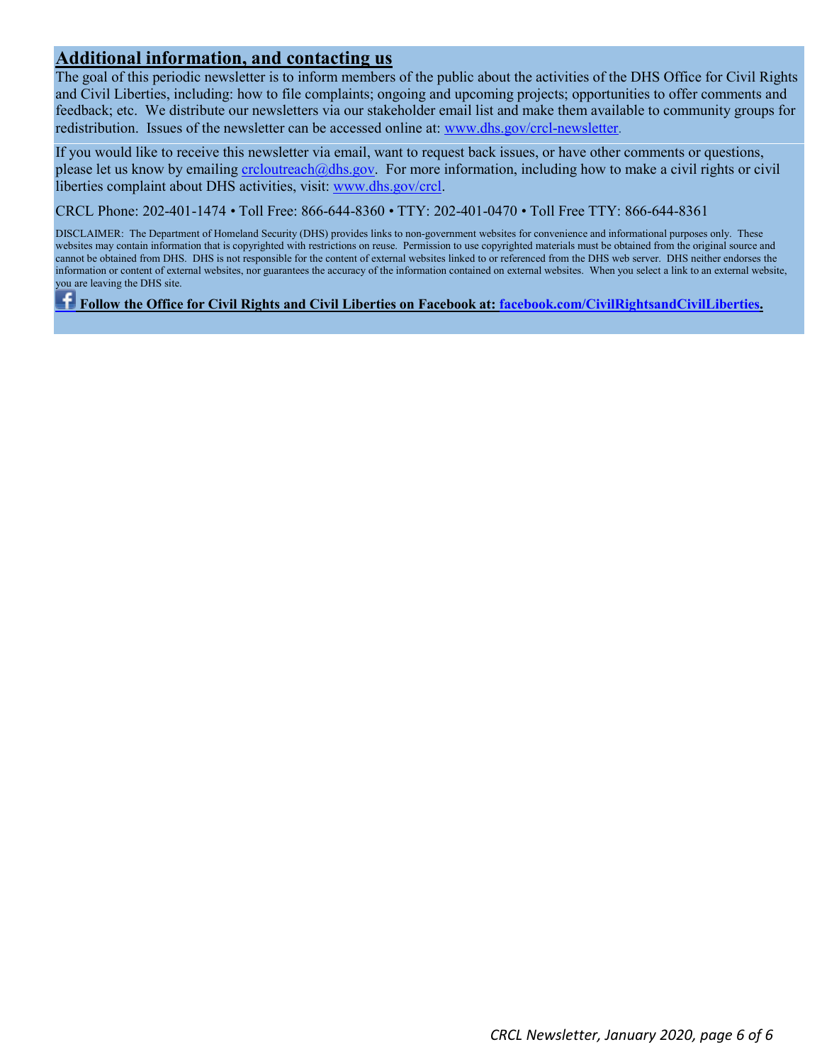## Additional information, and contacting us

The goal of this periodic newsletter is to inform members of the public about the activities of the DHS Office for Civil Rights and Civil Liberties, including: how to file complaints; ongoing and upcoming projects; opportunities to offer comments and feedback; etc. We distribute our newsletters via our stakeholder email list and make them available to community groups for redistribution. Issues of the newsletter can be accessed online at: www.dhs.gov/crcl-newsletter.

If you would like to receive this newsletter via email, want to request back issues, or have other comments or questions, please let us know by emailing crcloutreach@dhs.gov. For more information, including how to make a civil rights or civil liberties complaint about DHS activities, visit: www.dhs.gov/crcl.

CRCL Phone: 202-401-1474 • Toll Free: 866-644-8360 • TTY: 202-401-0470 • Toll Free TTY: 866-644-8361

DISCLAIMER: The Department of Homeland Security (DHS) provides links to non-government websites for convenience and informational purposes only. These websites may contain information that is copyrighted with restrictions on reuse. Permission to use copyrighted materials must be obtained from the original source and cannot be obtained from DHS. DHS is not responsible for the content of external websites linked to or referenced from the DHS web server. DHS neither endorses the information or content of external websites, nor guarantees the accuracy of the information contained on external websites. When you select a link to an external website, you are leaving the DHS site.

**Follow the Office for Civil Rights and Civil Liberties on Facebook at: facebook.com/CivilRightsandCivilLiberties.**